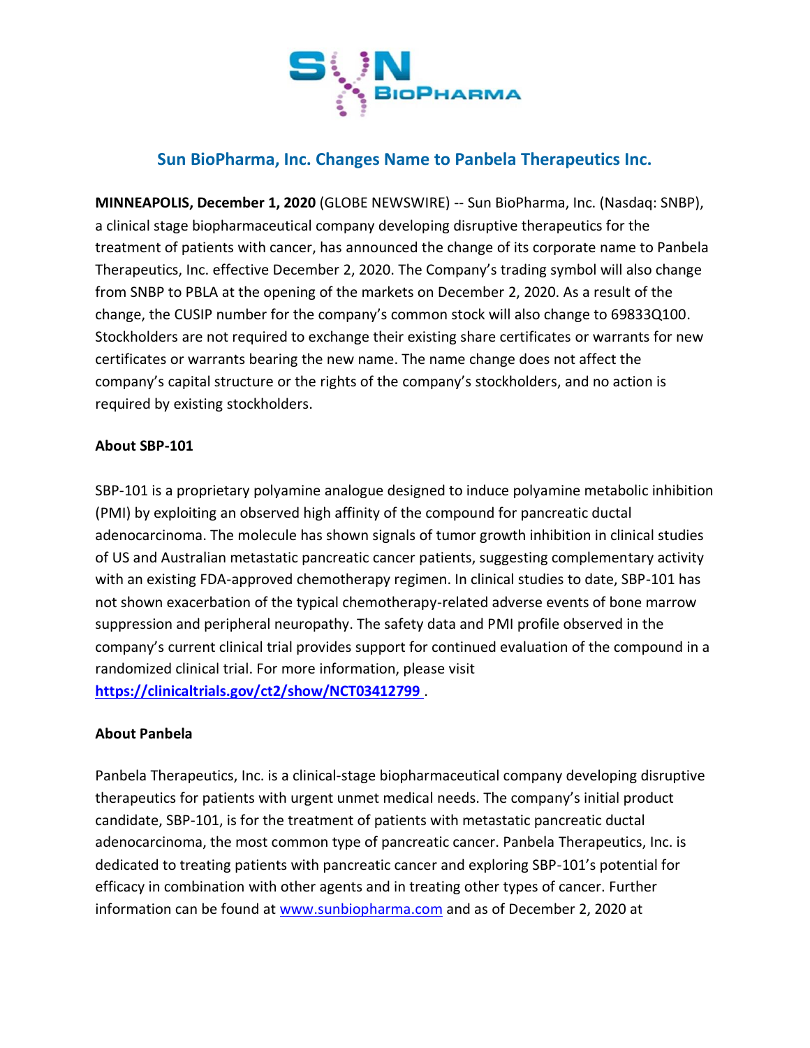# Sun BioPharma, Inc. Changes Name to Panbela Therapeutics Inc.

**MINNEAPOLIS, December 1, 2020** (GLOBE NEWSWIRE) -- Sun BioPharma, Inc. (Nasdaq: SNBP), a clinical stage biopharmaceutical company developing disruptive therapeutics for the treatment of patients with cancer, has announced the change of its corporate name to Panbela Therapeutics, Inc. effective December 2, 2020. The Company's trading symbol will also change from SNBP to PBLA at the opening of the markets on December 2, 2020. As a result of the change, the CUSIP number for the company's common stock will also change to 69833Q100. Stockholders are not required to exchange their existing share certificates or warrants for new certificates or warrants bearing the new name. The name change does not affect the company's capital structure or the rights of the company's stockholders, and no action is required by existing stockholders.

**About SBP-101**

SBP-101 is a proprietary polyamine analogue designed to induce polyamine metabolic inhibition (PMI) by exploiting an observed high affinity of the compound for pancreatic ductal adenocarcinoma. The molecule has shown signals of tumor growth inhibition in clinical studies of US and Australian metastatic pancreatic cancer patients, suggesting complementary activity with an existing FDA-approved chemotherapy regimen. In clinical studies to date, SBP-101 has not shown exacerbation of the typical chemotherapy-related adverse events of bone marrow suppression and peripheral neuropathy. The safety data and PMI profile observed in the company's current clinical trial provides support for continued evaluation of the compound in a randomized clinical trial. For more information, please visit **https://clinicaltrials.gov/ct2/show/NCT03412799** .

**About Panbela**

Panbela Therapeutics, Inc. is a clinical-stage biopharmaceutical company developing disruptive therapeutics for patients with urgent unmet medical needs. The company's initial product candidate, SBP-101, is for the treatment of patients with metastatic pancreatic ductal adenocarcinoma, the most common type of pancreatic cancer. Panbela Therapeutics, Inc. is dedicated to treating patients with pancreatic cancer and exploring SBP-101's potential for efficacy in combination with other agents and in treating other types of cancer. Further information can be found at www.sunbiopharma.com and as of December 2, 2020 at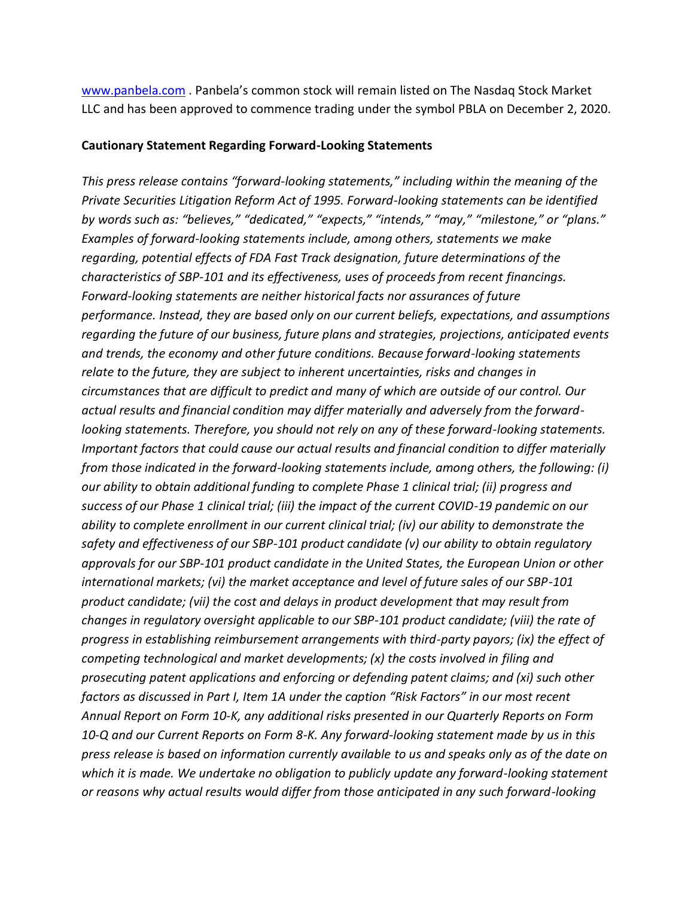[www.panbela.com](http://www.panbela.com) . Panbela's common stock will remain listed on The Nasdaq Stock Market LLC and has been approved to commence trading under the symbol PBLA on December 2, 2020.

**Cautionary Statement Regarding Forward-Looking Statements**

*This press release contains "forward-looking statements," including within the meaning of the Private Securities Litigation Reform Act of 1995. Forward-looking statements can be identified by words such as: "believes," "dedicated," "expects," "intends," "may," "milestone," or "plans." Examples of forward-looking statements include, among others, statements we make regarding, potential effects of FDA Fast Track designation, future determinations of the characteristics of SBP-101 and its effectiveness, uses of proceeds from recent financings. Forward-looking statements are neither historical facts nor assurances of future performance. Instead, they are based only on our current beliefs, expectations, and assumptions regarding the future of our business, future plans and strategies, projections, anticipated events and trends, the economy and other future conditions. Because forward-looking statements relate to the future, they are subject to inherent uncertainties, risks and changes in circumstances that are difficult to predict and many of which are outside of our control. Our actual results and financial condition may differ materially and adversely from the forward-looking statements. Therefore, you should not rely on any of these forward-looking statements. Important factors that could cause our actual results and financial condition to differ materially from those indicated in the forward-looking statements include, among others, the following: (i) our ability to obtain additional funding to complete Phase 1 clinical trial; (ii) progress and success of our Phase 1 clinical trial; (iii) the impact of the current COVID-19 pandemic on our ability to complete enrollment in our current clinical trial; (iv) our ability to demonstrate the safety and effectiveness of our SBP-101 product candidate (v) our ability to obtain regulatory approvals for our SBP-101 product candidate in the United States, the European Union or other international markets; (vi) the market acceptance and level of future sales of our SBP-101 product candidate; (vii) the cost and delays in product development that may result from changes in regulatory oversight applicable to our SBP-101 product candidate; (viii) the rate of progress in establishing reimbursement arrangements with third-party payors; (ix) the effect of competing technological and market developments; (x) the costs involved in filing and prosecuting patent applications and enforcing or defending patent claims; and (xi) such other factors as discussed in Part I, Item 1A under the caption "Risk Factors" in our most recent Annual Report on Form 10-K, any additional risks presented in our Quarterly Reports on Form 10-Q and our Current Reports on Form 8-K. Any forward-looking statement made by us in this press release is based on information currently available to us and speaks only as of the date on which it is made. We undertake no obligation to publicly update any forward-looking statement or reasons why actual results would differ from those anticipated in any such forward-looking*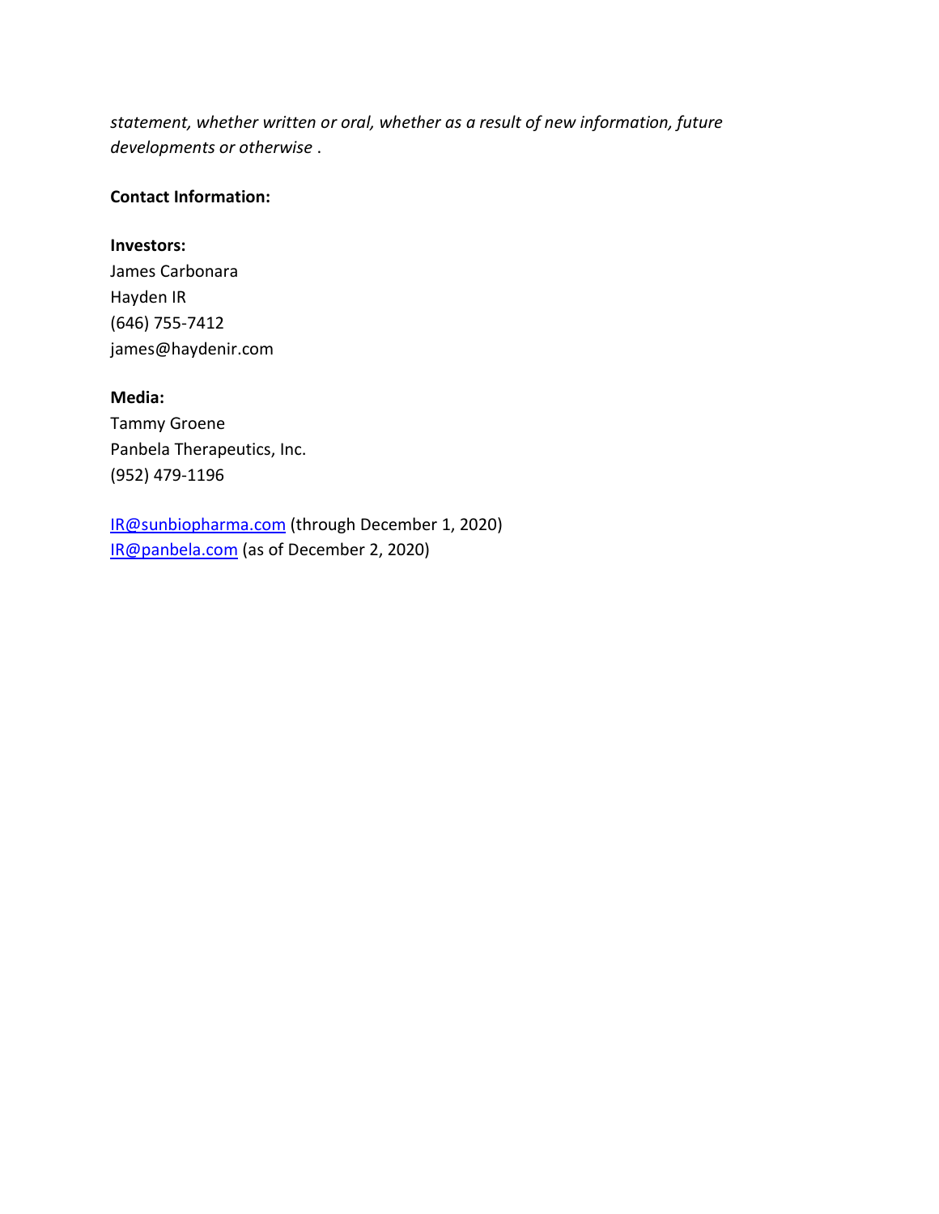*statement, whether written or oral, whether as a result of new information, future developments or otherwise* .

**Contact Information:**

**Investors:**
James Carbonara
Hayden IR
(646) 755-7412
james@haydenir.com

**Media:**
Tammy Groene
Panbela Therapeutics, Inc.
(952) 479-1196

IR@sunbiopharma.com (through December 1, 2020)
IR@panbela.com (as of December 2, 2020)